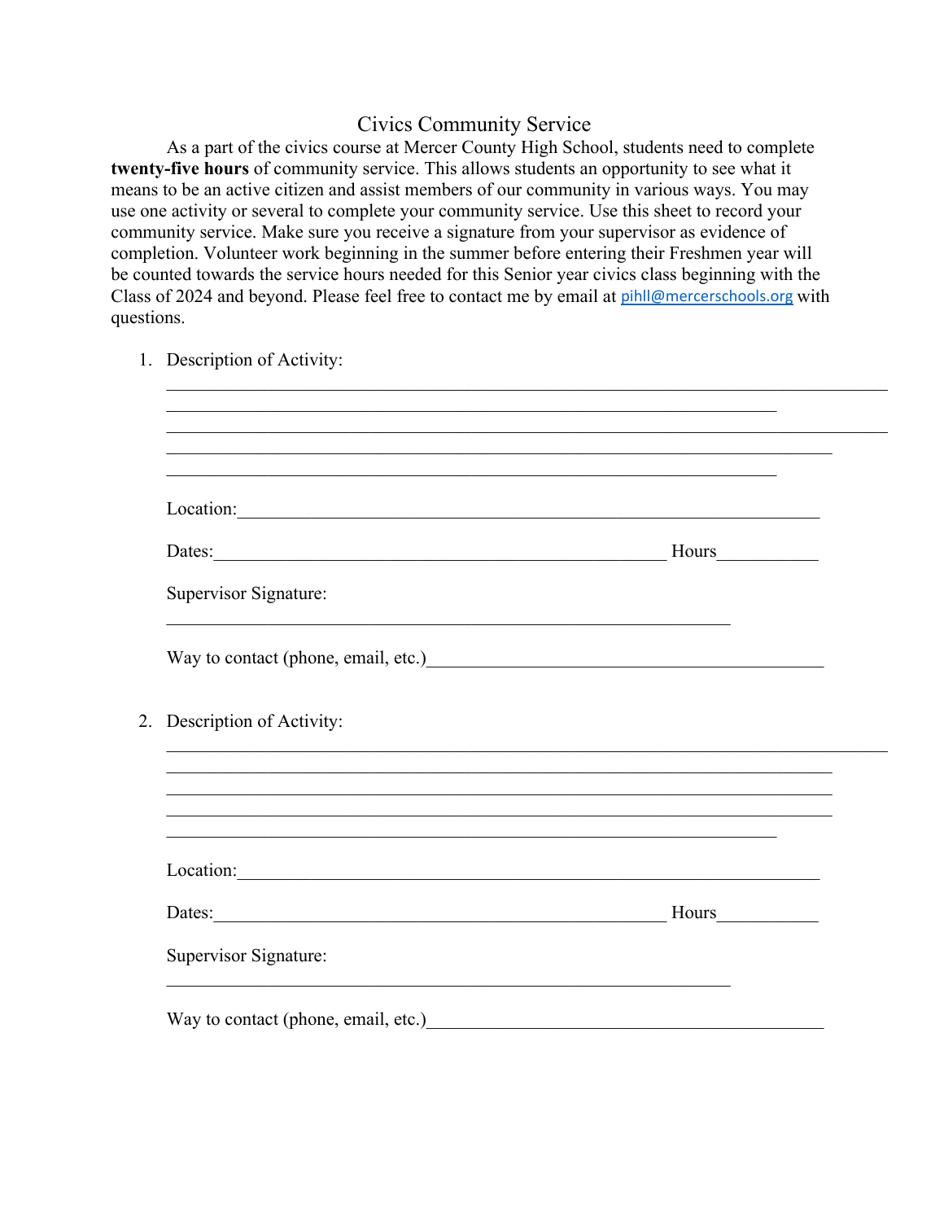# Civics Community Service

As a part of the civics course at Mercer County High School, students need to complete **twenty-five hours** of community service. This allows students an opportunity to see what it means to be an active citizen and assist members of our community in various ways. You may use one activity or several to complete your community service. Use this sheet to record your community service. Make sure you receive a signature from your supervisor as evidence of completion. Volunteer work beginning in the summer before entering their Freshmen year will be counted towards the service hours needed for this Senior year civics class beginning with the Class of 2024 and beyond. Please feel free to contact me by email at pihll@mercerschools.org with questions.

1. Description of Activity:
   ___________________________________________________________________________
   ___________________________________________________________________________
   ___________________________________________________________________________
   ___________________________________________________________________________
   ___________________________________________________________________________

   Location:___________________________________________________________________

   Dates:_______________________________________________ Hours___________

   Supervisor Signature:
   ______________________________________________________________

   Way to contact (phone, email, etc.)____________________________________________

2. Description of Activity:
   ___________________________________________________________________________
   ___________________________________________________________________________
   ___________________________________________________________________________
   ___________________________________________________________________________
   ___________________________________________________________________________

   Location:___________________________________________________________________

   Dates:_______________________________________________ Hours___________

   Supervisor Signature:
   ______________________________________________________________

   Way to contact (phone, email, etc.)____________________________________________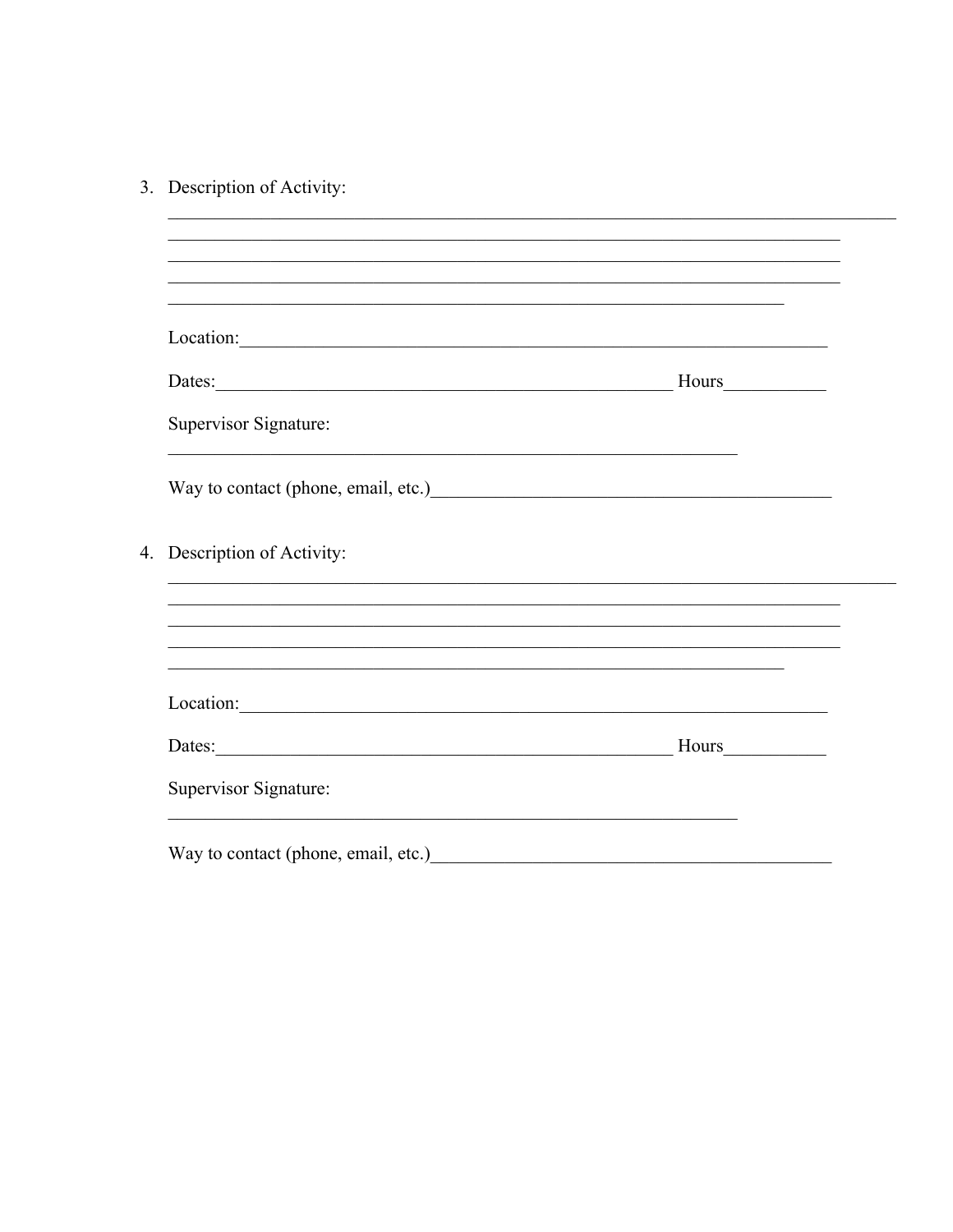3. Description of Activity:

   ______________________________________________________________________________
   ________________________________________________________________________
   ________________________________________________________________________
   ________________________________________________________________________
   ___________________________________________________________________

   Location:_____________________________________________________________

   Dates:________________________________________________ Hours___________

   Supervisor Signature:

   ______________________________________________________________

   Way to contact (phone, email, etc.)___________________________________________

4. Description of Activity:

   ______________________________________________________________________________
   ________________________________________________________________________
   ________________________________________________________________________
   ________________________________________________________________________
   ___________________________________________________________________

   Location:_____________________________________________________________

   Dates:________________________________________________ Hours___________

   Supervisor Signature:

   ______________________________________________________________

   Way to contact (phone, email, etc.)___________________________________________